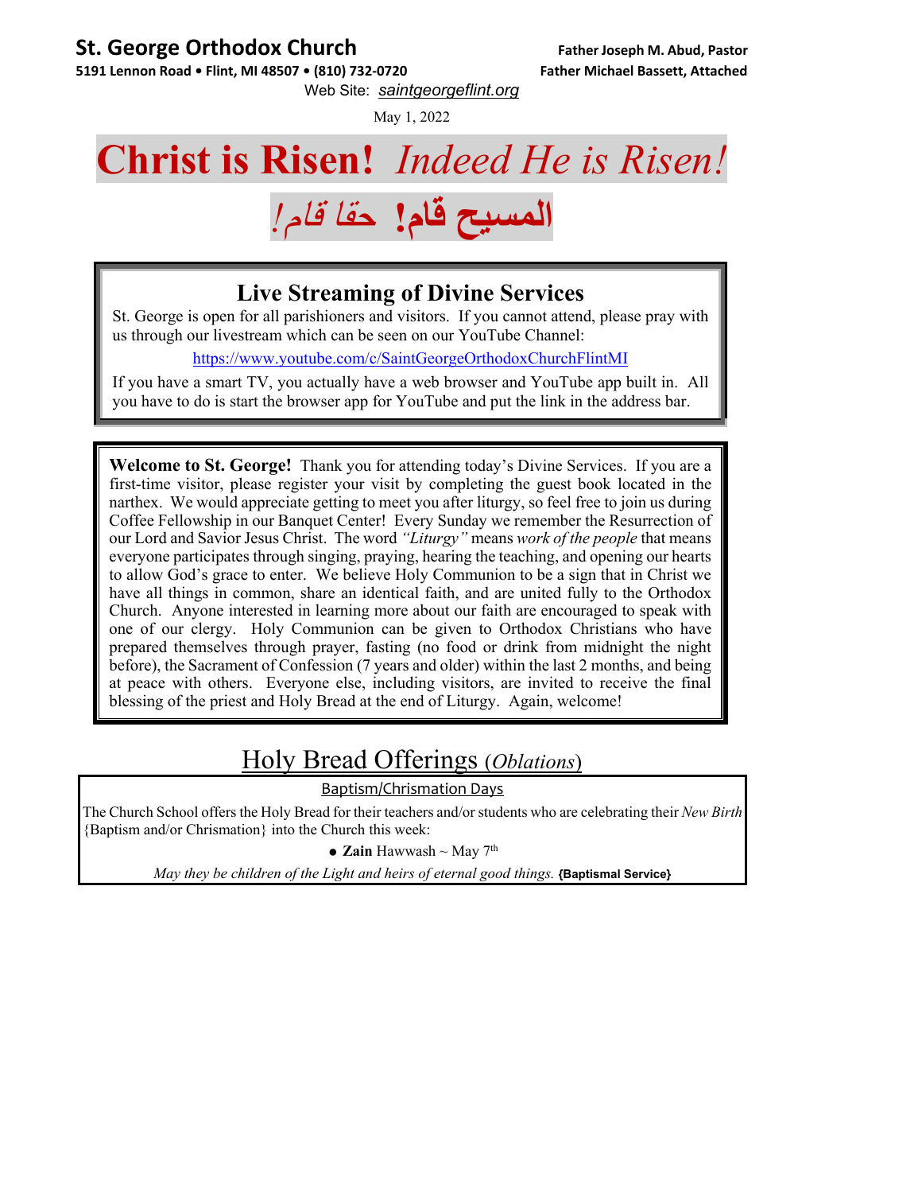# St. George Orthodox Church

**5191 Lennon Road • Flint, MI 48507 • (810) 732-0720**

**Father Joseph M. Abud, Pastor**
**Father Michael Bassett, Attached**

Web Site: *saintgeorgeflint.org*

May 1, 2022

# **Christ is Risen!** *Indeed He is Risen!*

# **المسيح قام!** *حقا قام!*

## Live Streaming of Divine Services

St. George is open for all parishioners and visitors. If you cannot attend, please pray with us through our livestream which can be seen on our YouTube Channel:

https://www.youtube.com/c/SaintGeorgeOrthodoxChurchFlintMI

If you have a smart TV, you actually have a web browser and YouTube app built in. All you have to do is start the browser app for YouTube and put the link in the address bar.

**Welcome to St. George!** Thank you for attending today's Divine Services. If you are a first-time visitor, please register your visit by completing the guest book located in the narthex. We would appreciate getting to meet you after liturgy, so feel free to join us during Coffee Fellowship in our Banquet Center! Every Sunday we remember the Resurrection of our Lord and Savior Jesus Christ. The word *"Liturgy"* means *work of the people* that means everyone participates through singing, praying, hearing the teaching, and opening our hearts to allow God's grace to enter. We believe Holy Communion to be a sign that in Christ we have all things in common, share an identical faith, and are united fully to the Orthodox Church. Anyone interested in learning more about our faith are encouraged to speak with one of our clergy. Holy Communion can be given to Orthodox Christians who have prepared themselves through prayer, fasting (no food or drink from midnight the night before), the Sacrament of Confession (7 years and older) within the last 2 months, and being at peace with others. Everyone else, including visitors, are invited to receive the final blessing of the priest and Holy Bread at the end of Liturgy. Again, welcome!

## Holy Bread Offerings (*Oblations*)

Baptism/Chrismation Days

The Church School offers the Holy Bread for their teachers and/or students who are celebrating their *New Birth* {Baptism and/or Chrismation} into the Church this week:

- **Zain** Hawwash ~ May 7th

*May they be children of the Light and heirs of eternal good things.* **{Baptismal Service}**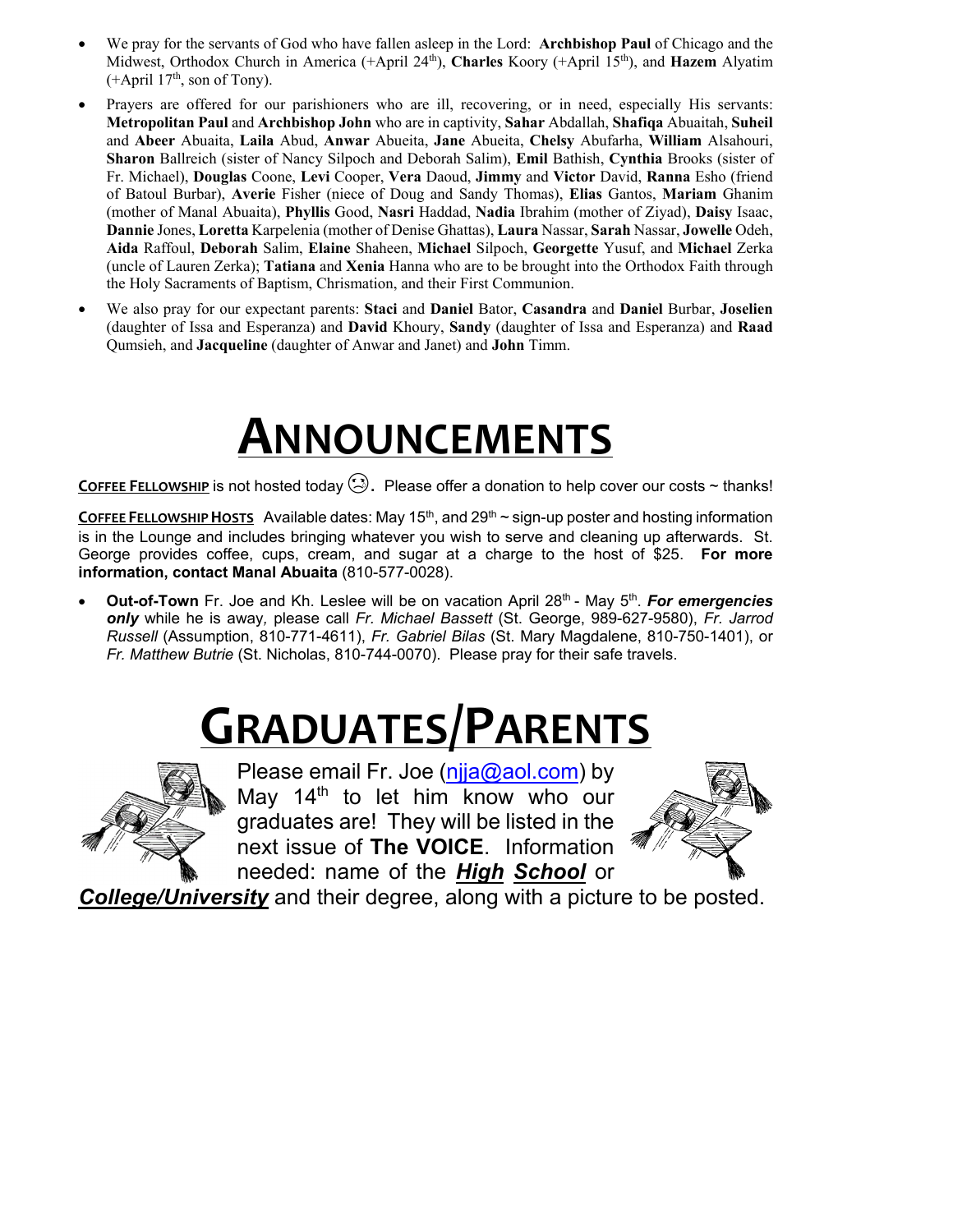- We pray for the servants of God who have fallen asleep in the Lord: **Archbishop Paul** of Chicago and the Midwest, Orthodox Church in America (+April 24th), **Charles** Koory (+April 15th), and **Hazem** Alyatim (+April 17th, son of Tony).
- Prayers are offered for our parishioners who are ill, recovering, or in need, especially His servants: **Metropolitan Paul** and **Archbishop John** who are in captivity, **Sahar** Abdallah, **Shafiqa** Abuaitah, **Suheil** and **Abeer** Abuaita, **Laila** Abud, **Anwar** Abueita, **Jane** Abueita, **Chelsy** Abufarha, **William** Alsahouri, **Sharon** Ballreich (sister of Nancy Silpoch and Deborah Salim), **Emil** Bathish, **Cynthia** Brooks (sister of Fr. Michael), **Douglas** Coone, **Levi** Cooper, **Vera** Daoud, **Jimmy** and **Victor** David, **Ranna** Esho (friend of Batoul Burbar), **Averie** Fisher (niece of Doug and Sandy Thomas), **Elias** Gantos, **Mariam** Ghanim (mother of Manal Abuaita), **Phyllis** Good, **Nasri** Haddad, **Nadia** Ibrahim (mother of Ziyad), **Daisy** Isaac, **Dannie** Jones, **Loretta** Karpelenia (mother of Denise Ghattas), **Laura** Nassar, **Sarah** Nassar, **Jowelle** Odeh, **Aida** Raffoul, **Deborah** Salim, **Elaine** Shaheen, **Michael** Silpoch, **Georgette** Yusuf, and **Michael** Zerka (uncle of Lauren Zerka); **Tatiana** and **Xenia** Hanna who are to be brought into the Orthodox Faith through the Holy Sacraments of Baptism, Chrismation, and their First Communion.
- We also pray for our expectant parents: **Staci** and **Daniel** Bator, **Casandra** and **Daniel** Burbar, **Joselien** (daughter of Issa and Esperanza) and **David** Khoury, **Sandy** (daughter of Issa and Esperanza) and **Raad** Qumsieh, and **Jacqueline** (daughter of Anwar and Janet) and **John** Timm.

# ANNOUNCEMENTS

**COFFEE FELLOWSHIP** is not hosted today ☹. Please offer a donation to help cover our costs ~ thanks!

**COFFEE FELLOWSHIP HOSTS** Available dates: May 15th, and 29th ~ sign-up poster and hosting information is in the Lounge and includes bringing whatever you wish to serve and cleaning up afterwards. St. George provides coffee, cups, cream, and sugar at a charge to the host of $25. **For more information, contact Manal Abuaita** (810-577-0028).

- **Out-of-Town** Fr. Joe and Kh. Leslee will be on vacation April 28th - May 5th. ***For emergencies only*** while he is away, please call *Fr. Michael Bassett* (St. George, 989-627-9580), *Fr. Jarrod Russell* (Assumption, 810-771-4611), *Fr. Gabriel Bilas* (St. Mary Magdalene, 810-750-1401), or *Fr. Matthew Butrie* (St. Nicholas, 810-744-0070). Please pray for their safe travels.

# GRADUATES/PARENTS

Please email Fr. Joe (njja@aol.com) by May 14th to let him know who our graduates are! They will be listed in the next issue of **The VOICE**. Information needed: name of the ***High School*** or ***College/University*** and their degree, along with a picture to be posted.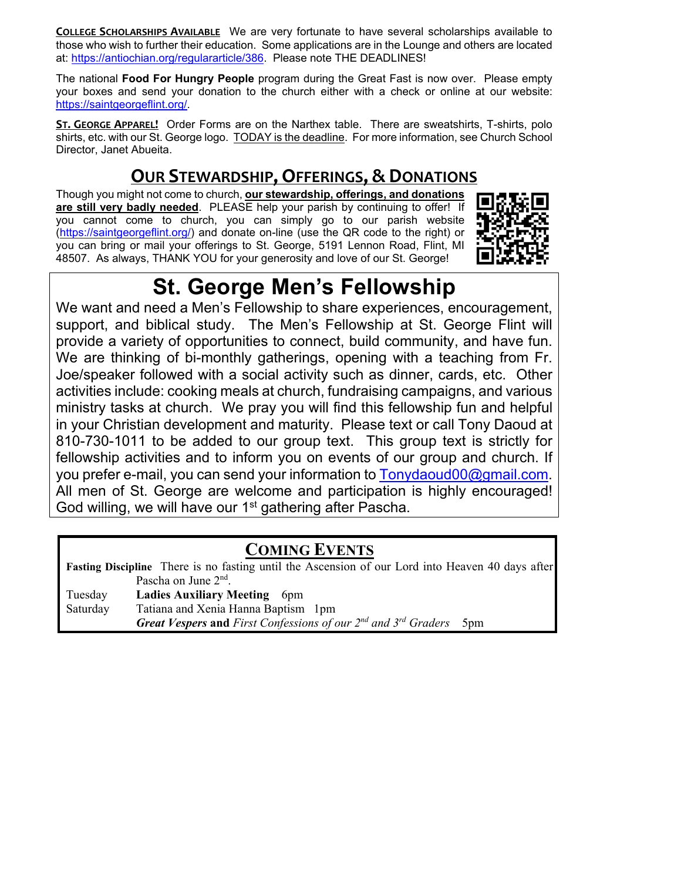**COLLEGE SCHOLARSHIPS AVAILABLE** We are very fortunate to have several scholarships available to those who wish to further their education. Some applications are in the Lounge and others are located at: https://antiochian.org/regulararticle/386. Please note THE DEADLINES!

The national **Food For Hungry People** program during the Great Fast is now over. Please empty your boxes and send your donation to the church either with a check or online at our website: https://saintgeorgeflint.org/.

**ST. GEORGE APPAREL!** Order Forms are on the Narthex table. There are sweatshirts, T-shirts, polo shirts, etc. with our St. George logo. TODAY is the deadline. For more information, see Church School Director, Janet Abueita.

## OUR STEWARDSHIP, OFFERINGS, & DONATIONS

Though you might not come to church, **our stewardship, offerings, and donations are still very badly needed**. PLEASE help your parish by continuing to offer! If you cannot come to church, you can simply go to our parish website (https://saintgeorgeflint.org/) and donate on-line (use the QR code to the right) or you can bring or mail your offerings to St. George, 5191 Lennon Road, Flint, MI 48507. As always, THANK YOU for your generosity and love of our St. George!

# St. George Men's Fellowship

We want and need a Men's Fellowship to share experiences, encouragement, support, and biblical study. The Men's Fellowship at St. George Flint will provide a variety of opportunities to connect, build community, and have fun. We are thinking of bi-monthly gatherings, opening with a teaching from Fr. Joe/speaker followed with a social activity such as dinner, cards, etc. Other activities include: cooking meals at church, fundraising campaigns, and various ministry tasks at church. We pray you will find this fellowship fun and helpful in your Christian development and maturity. Please text or call Tony Daoud at 810-730-1011 to be added to our group text. This group text is strictly for fellowship activities and to inform you on events of our group and church. If you prefer e-mail, you can send your information to Tonydaoud00@gmail.com. All men of St. George are welcome and participation is highly encouraged! God willing, we will have our 1st gathering after Pascha.

## COMING EVENTS

**Fasting Discipline** There is no fasting until the Ascension of our Lord into Heaven 40 days after Pascha on June 2nd.

| | |
|---|---|
| Tuesday | **Ladies Auxiliary Meeting** 6pm |
| Saturday | Tatiana and Xenia Hanna Baptism 1pm |
| | ***Great Vespers*** **and** *First Confessions of our 2nd and 3rd Graders* 5pm |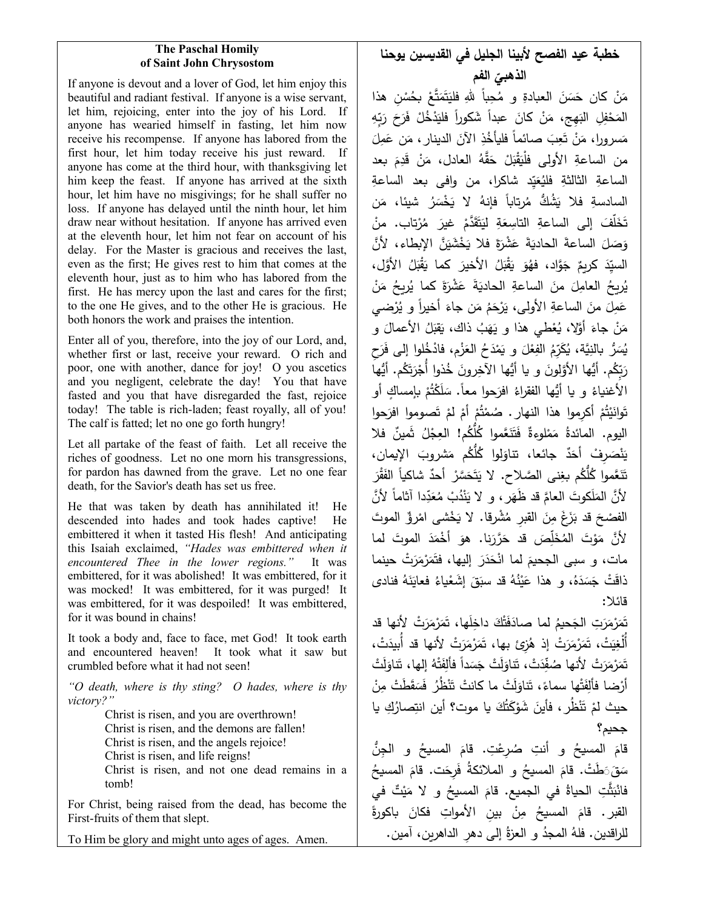## The Paschal Homily of Saint John Chrysostom

If anyone is devout and a lover of God, let him enjoy this beautiful and radiant festival. If anyone is a wise servant, let him, rejoicing, enter into the joy of his Lord. If anyone has wearied himself in fasting, let him now receive his recompense. If anyone has labored from the first hour, let him today receive his just reward. If anyone has come at the third hour, with thanksgiving let him keep the feast. If anyone has arrived at the sixth hour, let him have no misgivings; for he shall suffer no loss. If anyone has delayed until the ninth hour, let him draw near without hesitation. If anyone has arrived even at the eleventh hour, let him not fear on account of his delay. For the Master is gracious and receives the last, even as the first; He gives rest to him that comes at the eleventh hour, just as to him who has labored from the first. He has mercy upon the last and cares for the first; to the one He gives, and to the other He is gracious. He both honors the work and praises the intention.

Enter all of you, therefore, into the joy of our Lord, and, whether first or last, receive your reward. O rich and poor, one with another, dance for joy! O you ascetics and you negligent, celebrate the day! You that have fasted and you that have disregarded the fast, rejoice today! The table is rich-laden; feast royally, all of you! The calf is fatted; let no one go forth hungry!

Let all partake of the feast of faith. Let all receive the riches of goodness. Let no one morn his transgressions, for pardon has dawned from the grave. Let no one fear death, for the Savior's death has set us free.

He that was taken by death has annihilated it! He descended into hades and took hades captive! He embittered it when it tasted His flesh! And anticipating this Isaiah exclaimed, *"Hades was embittered when it encountered Thee in the lower regions."* It was embittered, for it was abolished! It was embittered, for it was mocked! It was embittered, for it was purged! It was embittered, for it was despoiled! It was embittered, for it was bound in chains!

It took a body and, face to face, met God! It took earth and encountered heaven! It took what it saw but crumbled before what it had not seen!

*"O death, where is thy sting? O hades, where is thy victory?"*

Christ is risen, and you are overthrown!
Christ is risen, and the demons are fallen!
Christ is risen, and the angels rejoice!
Christ is risen, and life reigns!
Christ is risen, and not one dead remains in a tomb!

For Christ, being raised from the dead, has become the First-fruits of them that slept.

To Him be glory and might unto ages of ages. Amen.

## خطبة عيد الفصح لأبينا الجليل في القديسين يوحنا الذهبيّ الفم

مَنْ كان حَسَنَ العبادةِ و مُحِباً للهِ فليَتَمَتَّعْ بحُسْنِ هذا المَحْفِلِ البَهِجِ، مَنْ كانَ عبداً شَكوراً فليَدْخُلْ فَرَحَ رَبِّهِ مَسرورا، مَنْ تَعِبَ صائماً فليأخُذِ الآنَ الدينار، مَن عَمِلَ من الساعةِ الأولى فلْيَقْبَلْ حَقَّهُ العادل، مَنْ قَدِمَ بعد الساعةِ الثالثةِ فليُعَيِّد شاكرا، من وافى بعد الساعةِ السادسةِ فلا يَشُكَّ مُرتاباً فإنهُ لا يَخْسَرُ شيئا، مَن تَخَلَّفَ إلى الساعةِ التاسِعَةِ ليَتَقَدَّمْ غيرَ مُرْتاب. منْ وَصَلَ الساعةَ الحاديَةَ عَشْرَةَ فلا يَخْشَيَنَّ الإبطاء، لأنَّ السيِّدَ كريمٌ جَوَّاد، فهُوَ يَقْبَلُ الأخيرَ كما يَقْبَلُ الأوَّل، يُريحُ العامِلَ منَ الساعةِ الحاديَةَ عَشْرَةَ كما يُريحُ مَنْ عَمِلَ منَ الساعةِ الأولى، يَرْحَمُ مَن جاءَ أخيراً و يُرْضي مَنْ جاءَ أوَّلا، يُعْطي هذا و يَهَبُ ذاك، يَقبَلُ الأعمالَ و يُسَرُّ بالنيَّة، يُكَرِّمُ الفِعْلَ و يَمْدَحُ العَزْم، فادْخُلوا إلى فَرَحِ رَبِّكُم. أيُّها الأوَّلونَ و يا أيُّها الآخِرونَ خُذوا أُجْرَتَكُم. أيُّها الأغنياءُ و يا أيُّها الفقراءُ افرَحوا معاً. سَلَكْتُمْ بإمساكٍ أو تَوانَيْتُمْ أكرِموا هذا النهار. صُمْتُمْ أمْ لمْ تَصوموا افرَحوا اليوم. المائدةُ مَمْلوءةٌ فَتَنَعَّموا كُلُّكُم! العِجْلُ ثَمينٌ فلا يَنْصَرِفْ أحَدٌ جائعا، تناوَلوا كُلُّكُم مَشروبَ الإيمان، تَنَعَّموا كُلُّكُم بغِنى الصَّلاح. لا يَتَحَسَّرْ أحدٌ شاكياً الفَقْرَ لأنَّ المَلَكوتَ العامَّ قد ظَهَر، و لا يَنْدُبْ مُعَدِّدا آثاماً لأنَّ الفصْحَ قد بَزَغَ مِنَ القبرِ مُشْرِقا. لا يَخْشى امْرُؤٌ الموتَ لأنَّ مَوْتَ المُخَلِّصِ قد حَرَّرَنا. هوَ أخْمَدَ الموتَ لما مات، و سبى الجحيمَ لما انْحَدَرَ إليها، فتَمَرْمَرَتْ حينما ذاقَتْ جَسَدَهُ، و هذا عَيْنُهُ قد سبَقَ إشَعْياءُ فعايَنَهُ فنادى قائلا:

تَمَرْمَرَتِ الجَحيمُ لما صادَفَتْكَ داخِلَها، تَمَرْمَرَتْ لأنها قد أُلْغِيَتْ، تَمَرْمَرَتْ إذ هُزِئَ بها، تَمَرْمَرَتْ لأنها قد أُبيدَتْ، تَمَرْمَرَتْ لأنها صُفِّدَتْ، تَناوَلَتْ جَسَداً فأَلِفَتْهُ إلها، تَناوَلَتْ أرْضا فأَلِفَتْها سماءً، تَناوَلَتْ ما كانتْ تَنْظُرُ فَسَقَطَتْ مِنْ حيث لمْ تَنْظُر، فأينَ شَوْكَتُكَ يا موت؟ أين انتِصارُكِ يا جحيم؟

قامَ المسيحُ و أنتِ صُرِعْتِ. قامَ المسيحُ و الجِنُّ سَقَطَتْ. قامَ المسيحُ و الملائكةُ فَرِحَت. قامَ المسيحُ فانْبَثَّتِ الحياةُ في الجميع. قامَ المسيحُ و لا مَيْتٌ في القبر. قامَ المسيحُ مِنْ بينِ الأمواتِ فكانَ باكورةً للراقدين. فلهُ المجدُ و العزةُ إلى دهرِ الداهرين، آمين.